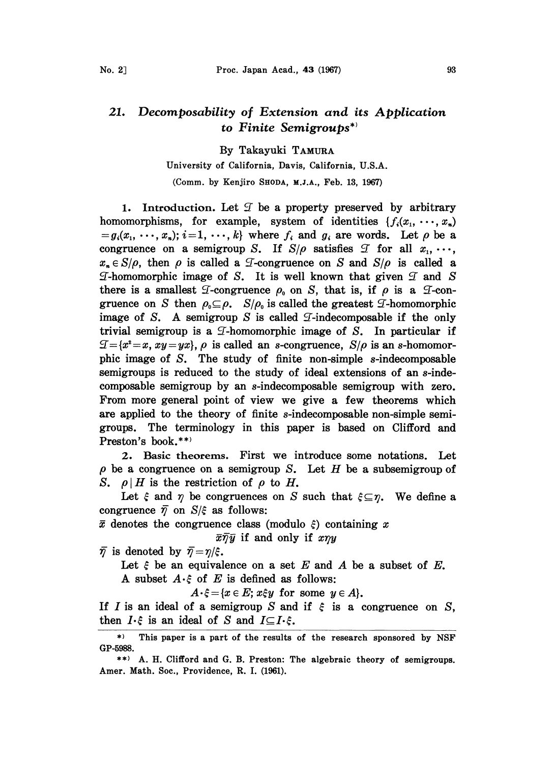# 21. *Decomposability of Extension and its Application to Finite Semigroups*[*)]

By Takayuki TAMURA

University of California, Davis, California, U.S.A.

(Comm. by Kenjiro SHODA, M.J.A., Feb. 13, 1967)

**1. Introduction.** Let $\mathcal{I}$ be a property preserved by arbitrary homomorphisms, for example, system of identities $\{f_i(x_1, \cdots, x_n) = g_i(x_1, \cdots, x_n);\ i=1, \cdots, k\}$ where $f_i$ and $g_i$ are words. Let $\rho$ be a congruence on a semigroup $S$. If $S/\rho$ satisfies $\mathcal{I}$ for all $x_1, \cdots, x_n \in S/\rho$, then $\rho$ is called a $\mathcal{I}$-congruence on $S$ and $S/\rho$ is called a $\mathcal{I}$-homomorphic image of $S$. It is well known that given $\mathcal{I}$ and $S$ there is a smallest $\mathcal{I}$-congruence $\rho_0$ on $S$, that is, if $\rho$ is a $\mathcal{I}$-congruence on $S$ then $\rho_0 \subseteq \rho$. $S/\rho_0$ is called the greatest $\mathcal{I}$-homomorphic image of $S$. A semigroup $S$ is called $\mathcal{I}$-indecomposable if the only trivial semigroup is a $\mathcal{I}$-homomorphic image of $S$. In particular if $\mathcal{I} = \{x^2 = x,\ xy = yx\}$, $\rho$ is called an $s$-congruence, $S/\rho$ is an $s$-homomorphic image of $S$. The study of finite non-simple $s$-indecomposable semigroups is reduced to the study of ideal extensions of an $s$-indecomposable semigroup by an $s$-indecomposable semigroup with zero. From more general point of view we give a few theorems which are applied to the theory of finite $s$-indecomposable non-simple semigroups. The terminology in this paper is based on Clifford and Preston's book.[**)]

**2. Basic theorems.** First we introduce some notations. Let $\rho$ be a congruence on a semigroup $S$. Let $H$ be a subsemigroup of $S$. $\rho \mid H$ is the restriction of $\rho$ to $H$.

Let $\xi$ and $\eta$ be congruences on $S$ such that $\xi \subseteq \eta$. We define a congruence $\bar{\eta}$ on $S/\xi$ as follows:

$\bar{x}$ denotes the congruence class (modulo $\xi$) containing $x$

$$\bar{x}\bar{\eta}\bar{y} \text{ if and only if } x\eta y$$

$\bar{\eta}$ is denoted by $\bar{\eta} = \eta/\xi$.

Let $\xi$ be an equivalence on a set $E$ and $A$ be a subset of $E$.

A subset $A\cdot\xi$ of $E$ is defined as follows:

$$A\cdot\xi = \{x \in E;\ x\xi y \text{ for some } y \in A\}.$$

If $I$ is an ideal of a semigroup $S$ and if $\xi$ is a congruence on $S$, then $I\cdot\xi$ is an ideal of $S$ and $I \subseteq I\cdot\xi$.

---

[*)] This paper is a part of the results of the research sponsored by NSF GP-5988.

[**)] A. H. Clifford and G. B. Preston: The algebraic theory of semigroups. Amer. Math. Soc., Providence, R. I. (1961).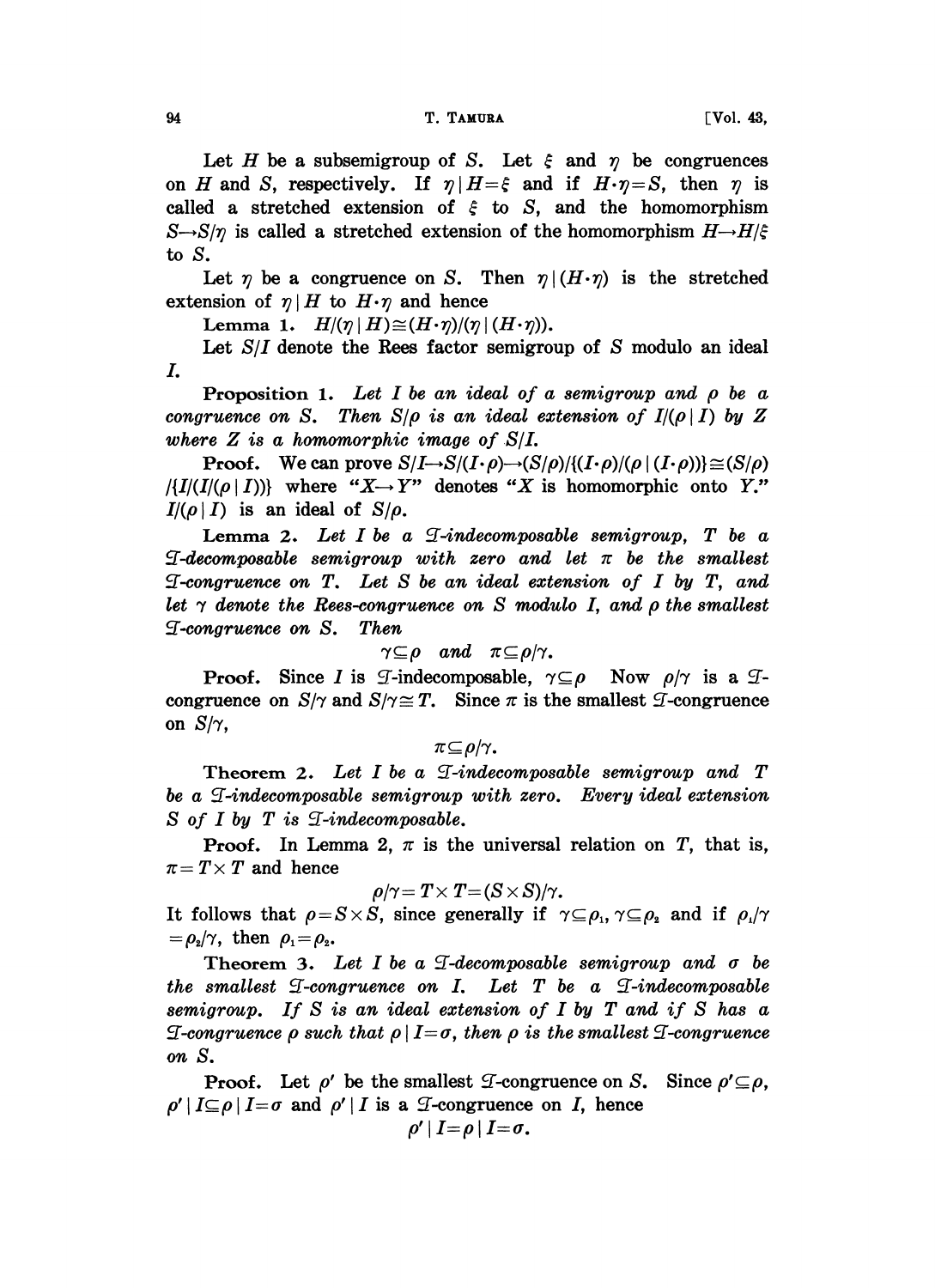Let $H$ be a subsemigroup of $S$. Let $\xi$ and $\eta$ be congruences on $H$ and $S$, respectively. If $\eta | H = \xi$ and if $H \cdot \eta = S$, then $\eta$ is called a stretched extension of $\xi$ to $S$, and the homomorphism $S \to S/\eta$ is called a stretched extension of the homomorphism $H \to H/\xi$ to $S$.

Let $\eta$ be a congruence on $S$. Then $\eta | (H \cdot \eta)$ is the stretched extension of $\eta | H$ to $H \cdot \eta$ and hence

**Lemma 1.** $H/(\eta | H) \cong (H \cdot \eta)/(\eta | (H \cdot \eta))$.

Let $S/I$ denote the Rees factor semigroup of $S$ modulo an ideal $I$.

**Proposition 1.** *Let $I$ be an ideal of a semigroup and $\rho$ be a congruence on $S$. Then $S/\rho$ is an ideal extension of $I/(\rho | I)$ by $Z$ where $Z$ is a homomorphic image of $S/I$.*

**Proof.** We can prove $S/I \to S/(I \cdot \rho) \to (S/\rho)/\{(I \cdot \rho)/(\rho | (I \cdot \rho))\} \cong (S/\rho)/\{I/(I/(\rho | I))\}$ where "$X \to Y$" denotes "$X$ is homomorphic onto $Y$." $I/(\rho | I)$ is an ideal of $S/\rho$.

**Lemma 2.** *Let $I$ be a $\mathcal{T}$-indecomposable semigroup, $T$ be a $\mathcal{T}$-decomposable semigroup with zero and let $\pi$ be the smallest $\mathcal{T}$-congruence on $T$. Let $S$ be an ideal extension of $I$ by $T$, and let $\gamma$ denote the Rees-congruence on $S$ modulo $I$, and $\rho$ the smallest $\mathcal{T}$-congruence on $S$. Then*

$$\gamma \subseteq \rho \quad \text{and} \quad \pi \subseteq \rho/\gamma.$$

**Proof.** Since $I$ is $\mathcal{T}$-indecomposable, $\gamma \subseteq \rho$ Now $\rho/\gamma$ is a $\mathcal{T}$-congruence on $S/\gamma$ and $S/\gamma \cong T$. Since $\pi$ is the smallest $\mathcal{T}$-congruence on $S/\gamma$,

$$\pi \subseteq \rho/\gamma.$$

**Theorem 2.** *Let $I$ be a $\mathcal{T}$-indecomposable semigroup and $T$ be a $\mathcal{T}$-indecomposable semigroup with zero. Every ideal extension $S$ of $I$ by $T$ is $\mathcal{T}$-indecomposable.*

**Proof.** In Lemma 2, $\pi$ is the universal relation on $T$, that is, $\pi = T \times T$ and hence

$$\rho/\gamma = T \times T = (S \times S)/\gamma.$$

It follows that $\rho = S \times S$, since generally if $\gamma \subseteq \rho_1$, $\gamma \subseteq \rho_2$ and if $\rho_1/\gamma = \rho_2/\gamma$, then $\rho_1 = \rho_2$.

**Theorem 3.** *Let $I$ be a $\mathcal{T}$-decomposable semigroup and $\sigma$ be the smallest $\mathcal{T}$-congruence on $I$. Let $T$ be a $\mathcal{T}$-indecomposable semigroup. If $S$ is an ideal extension of $I$ by $T$ and if $S$ has a $\mathcal{T}$-congruence $\rho$ such that $\rho | I = \sigma$, then $\rho$ is the smallest $\mathcal{T}$-congruence on $S$.*

**Proof.** Let $\rho'$ be the smallest $\mathcal{T}$-congruence on $S$. Since $\rho' \subseteq \rho$, $\rho' | I \subseteq \rho | I = \sigma$ and $\rho' | I$ is a $\mathcal{T}$-congruence on $I$, hence

$$\rho' | I = \rho | I = \sigma.$$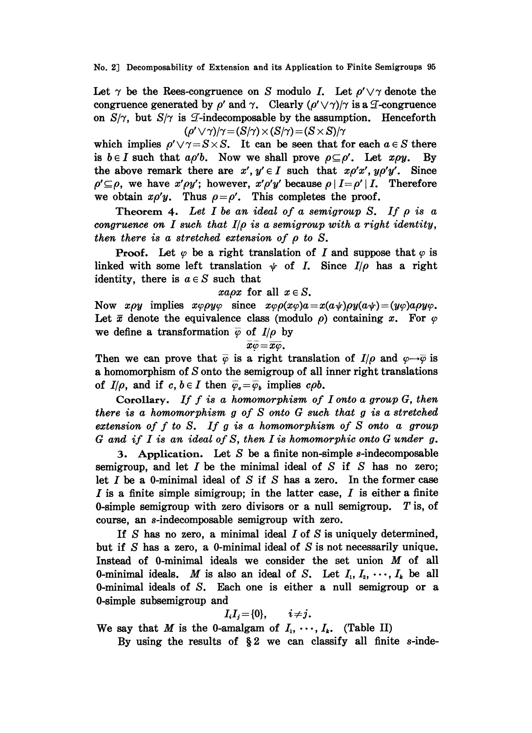Let $\gamma$ be the Rees-congruence on $S$ modulo $I$. Let $\rho' \vee \gamma$ denote the congruence generated by $\rho'$ and $\gamma$. Clearly $(\rho' \vee \gamma)/\gamma$ is a $\mathfrak{T}$-congruence on $S/\gamma$, but $S/\gamma$ is $\mathfrak{T}$-indecomposable by the assumption. Henceforth

$$(\rho' \vee \gamma)/\gamma = (S/\gamma) \times (S/\gamma) = (S \times S)/\gamma$$

which implies $\rho' \vee \gamma = S \times S$. It can be seen that for each $a \in S$ there is $b \in I$ such that $a\rho' b$. Now we shall prove $\rho \subseteq \rho'$. Let $x\rho y$. By the above remark there are $x', y' \in I$ such that $x\rho' x'$, $y\rho' y'$. Since $\rho' \subseteq \rho$, we have $x'\rho y'$; however, $x'\rho' y'$ because $\rho \mid I = \rho' \mid I$. Therefore we obtain $x\rho' y$. Thus $\rho = \rho'$. This completes the proof.

**Theorem 4.** *Let $I$ be an ideal of a semigroup $S$. If $\rho$ is a congruence on $I$ such that $I/\rho$ is a semigroup with a right identity, then there is a stretched extension of $\rho$ to $S$.*

**Proof.** Let $\varphi$ be a right translation of $I$ and suppose that $\varphi$ is linked with some left translation $\psi$ of $I$. Since $I/\rho$ has a right identity, there is $a \in S$ such that

$$xa\rho x \text{ for all } x \in S.$$

Now $x\rho y$ implies $x\varphi\rho y\varphi$ since $x\varphi\rho(x\varphi)a = x(a\psi)\rho y(a\psi) = (y\varphi)a\rho y\varphi$. Let $\bar{x}$ denote the equivalence class (modulo $\rho$) containing $x$. For $\varphi$ we define a transformation $\bar{\varphi}$ of $I/\rho$ by

$$\bar{x}\bar{\varphi} = \overline{x\varphi}.$$

Then we can prove that $\bar{\varphi}$ is a right translation of $I/\rho$ and $\varphi \to \bar{\varphi}$ is a homomorphism of $S$ onto the semigroup of all inner right translations of $I/\rho$, and if $c, b \in I$ then $\bar{\varphi}_c = \bar{\varphi}_b$ implies $c\rho b$.

**Corollary.** *If $f$ is a homomorphism of $I$ onto a group $G$, then there is a homomorphism $g$ of $S$ onto $G$ such that $g$ is a stretched extension of $f$ to $S$. If $g$ is a homomorphism of $S$ onto a group $G$ and if $I$ is an ideal of $S$, then $I$ is homomorphic onto $G$ under $g$.*

**3. Application.** Let $S$ be a finite non-simple $s$-indecomposable semigroup, and let $I$ be the minimal ideal of $S$ if $S$ has no zero; let $I$ be a 0-minimal ideal of $S$ if $S$ has a zero. In the former case $I$ is a finite simple simigroup; in the latter case, $I$ is either a finite 0-simple semigroup with zero divisors or a null semigroup. $T$ is, of course, an $s$-indecomposable semigroup with zero.

If $S$ has no zero, a minimal ideal $I$ of $S$ is uniquely determined, but if $S$ has a zero, a 0-minimal ideal of $S$ is not necessarily unique. Instead of 0-minimal ideals we consider the set union $M$ of all 0-minimal ideals. $M$ is also an ideal of $S$. Let $I_1, I_2, \cdots, I_k$ be all 0-minimal ideals of $S$. Each one is either a null semigroup or a 0-simple subsemigroup and

$$I_i I_j = \{0\}, \qquad i \neq j.$$

We say that $M$ is the 0-amalgam of $I_1, \cdots, I_k$. (Table II)

By using the results of §2 we can classify all finite $s$-inde-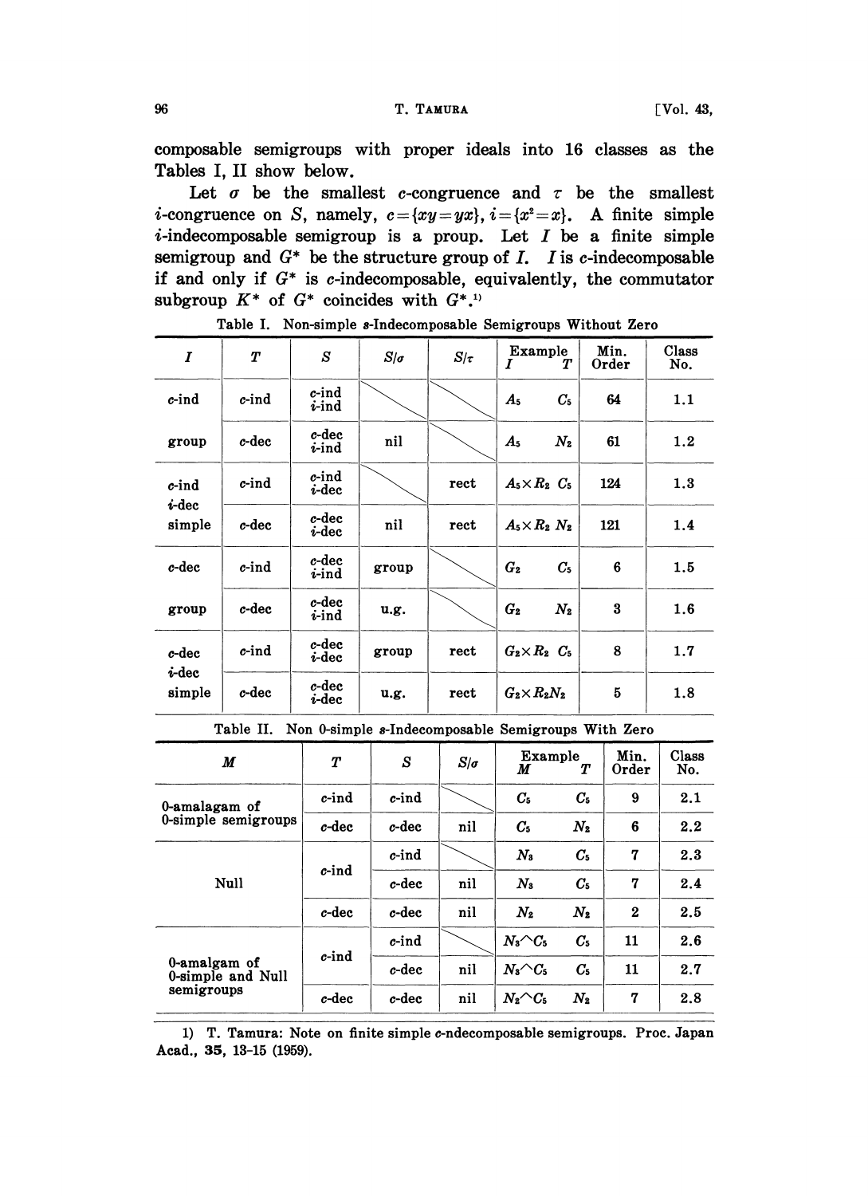composable semigroups with proper ideals into 16 classes as the Tables I, II show below.

Let $\sigma$ be the smallest $c$-congruence and $\tau$ be the smallest $i$-congruence on $S$, namely, $c=\{xy=yx\}$, $i=\{x^2=x\}$. A finite simple $i$-indecomposable semigroup is a proup. Let $I$ be a finite simple semigroup and $G^*$ be the structure group of $I$. $I$ is $c$-indecomposable if and only if $G^*$ is $c$-indecomposable, equivalently, the commutator subgroup $K^*$ of $G^*$ coincides with $G^*$.[1]

Table I. Non-simple $s$-Indecomposable Semigroups Without Zero

| $I$ | $T$ | $S$ | $S/\sigma$ | $S/\tau$ | Example $I$ | Example $T$ | Min. Order | Class No. |
|---|---|---|---|---|---|---|---|---|
| $c$-ind group | $c$-ind | $c$-ind $i$-ind | | | $A_5$ | $C_5$ | 64 | 1.1 |
| | $c$-dec | $c$-dec $i$-ind | nil | | $A_5$ | $N_2$ | 61 | 1.2 |
| $c$-ind $i$-dec simple | $c$-ind | $c$-ind $i$-dec | | rect | $A_5\times R_2$ | $C_5$ | 124 | 1.3 |
| | $c$-dec | $c$-dec $i$-dec | nil | rect | $A_5\times R_2$ | $N_2$ | 121 | 1.4 |
| $c$-dec group | $c$-ind | $c$-dec $i$-ind | group | | $G_2$ | $C_5$ | 6 | 1.5 |
| | $c$-dec | $c$-dec $i$-ind | u.g. | | $G_2$ | $N_2$ | 3 | 1.6 |
| $c$-dec $i$-dec simple | $c$-ind | $c$-dec $i$-dec | group | rect | $G_2\times R_2$ | $C_5$ | 8 | 1.7 |
| | $c$-dec | $c$-dec $i$-dec | u.g. | rect | $G_2\times R_2$ | $N_2$ | 5 | 1.8 |

Table II. Non 0-simple $s$-Indecomposable Semigroups With Zero

| $M$ | $T$ | $S$ | $S/\sigma$ | Example $M$ | Example $T$ | Min. Order | Class No. |
|---|---|---|---|---|---|---|---|
| 0-amalgam of 0-simple semigroups | $c$-ind | $c$-ind | | $C_5$ | $C_5$ | 9 | 2.1 |
| | $c$-dec | $c$-dec | nil | $C_5$ | $N_2$ | 6 | 2.2 |
| Null | $c$-ind | $c$-ind | | $N_3$ | $C_5$ | 7 | 2.3 |
| | | $c$-dec | nil | $N_3$ | $C_5$ | 7 | 2.4 |
| | $c$-dec | $c$-dec | nil | $N_2$ | $N_2$ | 2 | 2.5 |
| 0-amalgam of 0-simple and Null semigroups | $c$-ind | $c$-ind | | $N_3\frown C_5$ | $C_5$ | 11 | 2.6 |
| | | $c$-dec | nil | $N_3\frown C_5$ | $C_5$ | 11 | 2.7 |
| | $c$-dec | $c$-dec | nil | $N_2\frown C_5$ | $N_2$ | 7 | 2.8 |

1) T. Tamura: Note on finite simple $c$-ndecomposable semigroups. Proc. Japan Acad., **35**, 13-15 (1959).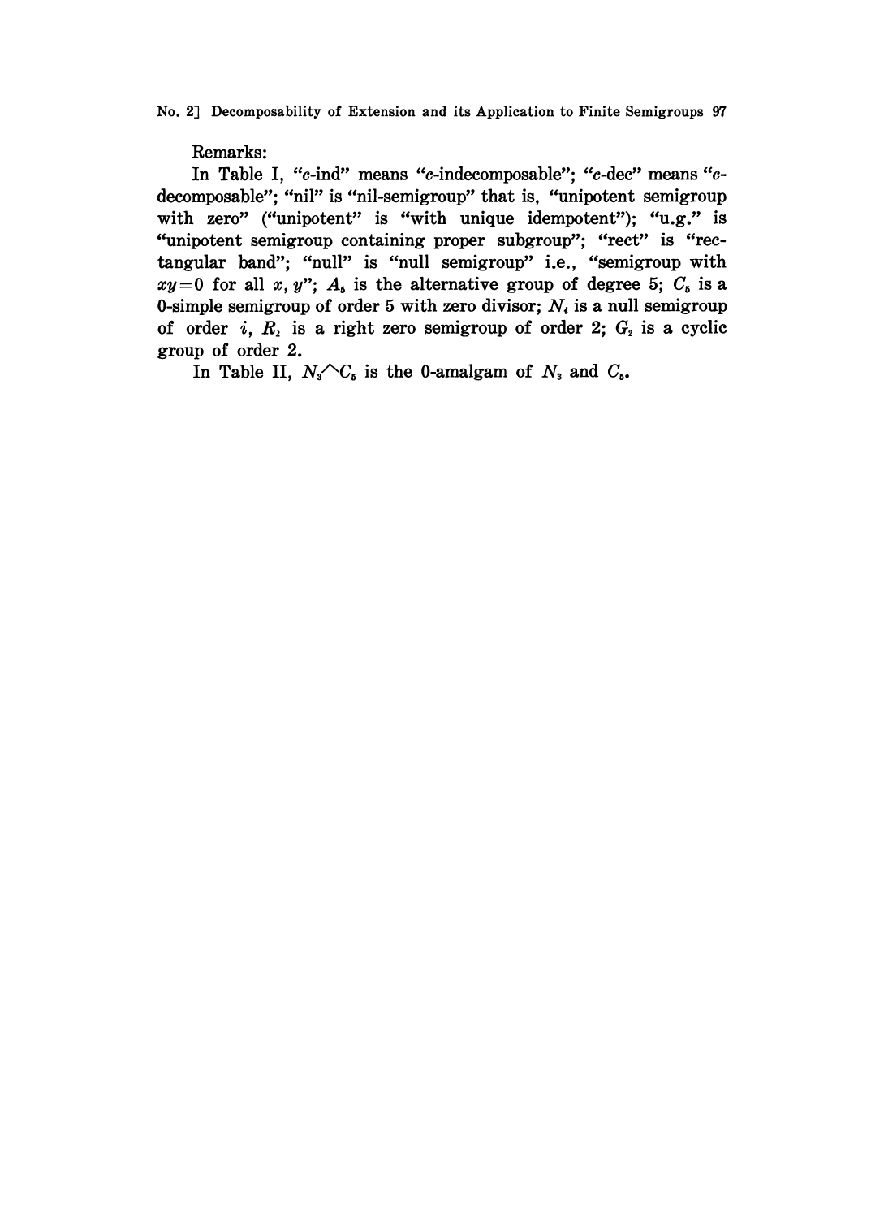Remarks:

In Table I, "$c$-ind" means "$c$-indecomposable"; "$c$-dec" means "$c$-decomposable"; "nil" is "nil-semigroup" that is, "unipotent semigroup with zero" ("unipotent" is "with unique idempotent"); "u.g." is "unipotent semigroup containing proper subgroup"; "rect" is "rectangular band"; "null" is "null semigroup" i.e., "semigroup with $xy=0$ for all $x, y$"; $A_5$ is the alternative group of degree 5; $C_5$ is a 0-simple semigroup of order 5 with zero divisor; $N_i$ is a null semigroup of order $i$, $R_2$ is a right zero semigroup of order 2; $G_2$ is a cyclic group of order 2.

In Table II, $N_3 \frown C_5$ is the 0-amalgam of $N_3$ and $C_5$.